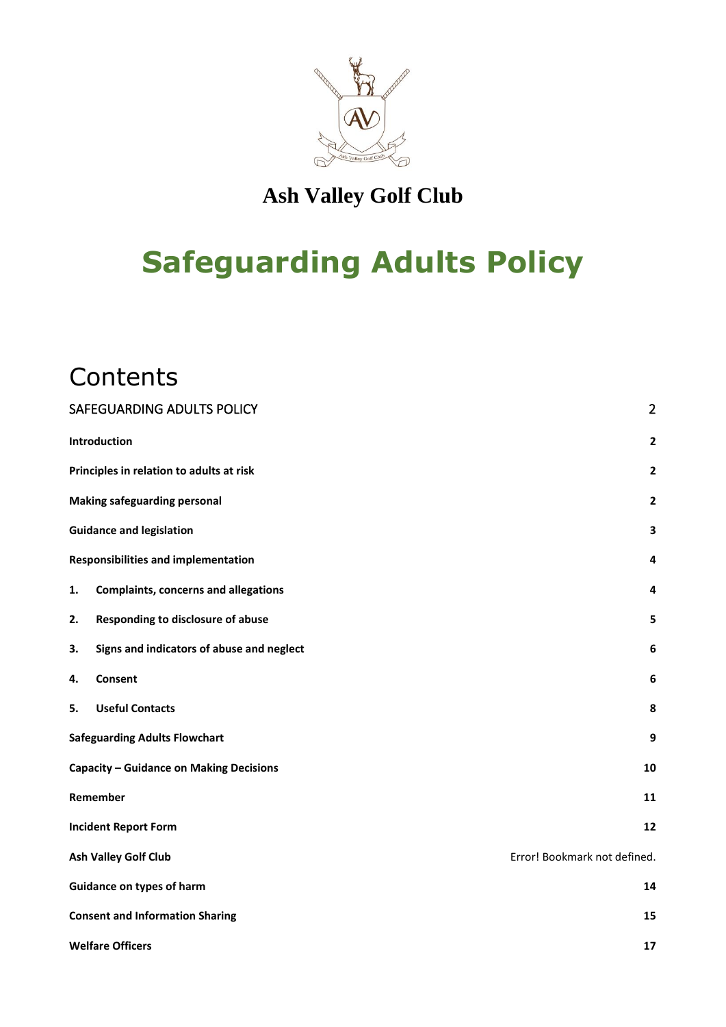**Ash Valley Golf Club**

# Safeguarding Adults Policy

## Contents

| | |
|---|---|
| SAFEGUARDING ADULTS POLICY | 2 |
| **Introduction** | **2** |
| **Principles in relation to adults at risk** | **2** |
| **Making safeguarding personal** | **2** |
| **Guidance and legislation** | **3** |
| **Responsibilities and implementation** | **4** |
| **1. Complaints, concerns and allegations** | **4** |
| **2. Responding to disclosure of abuse** | **5** |
| **3. Signs and indicators of abuse and neglect** | **6** |
| **4. Consent** | **6** |
| **5. Useful Contacts** | **8** |
| **Safeguarding Adults Flowchart** | **9** |
| **Capacity – Guidance on Making Decisions** | **10** |
| **Remember** | **11** |
| **Incident Report Form** | **12** |
| **Ash Valley Golf Club** | Error! Bookmark not defined. |
| **Guidance on types of harm** | **14** |
| **Consent and Information Sharing** | **15** |
| **Welfare Officers** | **17** |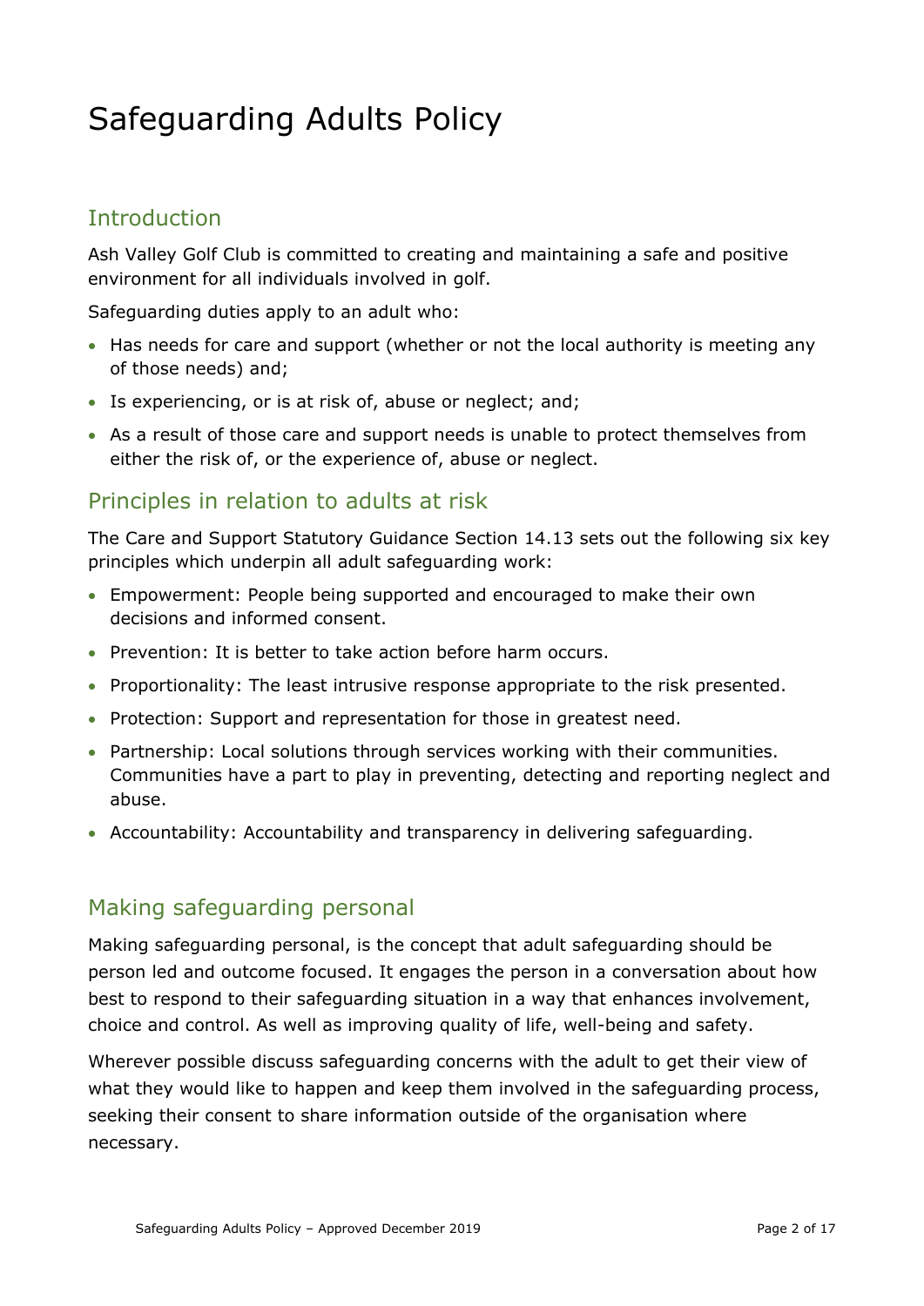# Safeguarding Adults Policy

## Introduction

Ash Valley Golf Club is committed to creating and maintaining a safe and positive environment for all individuals involved in golf.

Safeguarding duties apply to an adult who:

- Has needs for care and support (whether or not the local authority is meeting any of those needs) and;
- Is experiencing, or is at risk of, abuse or neglect; and;
- As a result of those care and support needs is unable to protect themselves from either the risk of, or the experience of, abuse or neglect.

## Principles in relation to adults at risk

The Care and Support Statutory Guidance Section 14.13 sets out the following six key principles which underpin all adult safeguarding work:

- Empowerment: People being supported and encouraged to make their own decisions and informed consent.
- Prevention: It is better to take action before harm occurs.
- Proportionality: The least intrusive response appropriate to the risk presented.
- Protection: Support and representation for those in greatest need.
- Partnership: Local solutions through services working with their communities. Communities have a part to play in preventing, detecting and reporting neglect and abuse.
- Accountability: Accountability and transparency in delivering safeguarding.

## Making safeguarding personal

Making safeguarding personal, is the concept that adult safeguarding should be person led and outcome focused. It engages the person in a conversation about how best to respond to their safeguarding situation in a way that enhances involvement, choice and control. As well as improving quality of life, well-being and safety.

Wherever possible discuss safeguarding concerns with the adult to get their view of what they would like to happen and keep them involved in the safeguarding process, seeking their consent to share information outside of the organisation where necessary.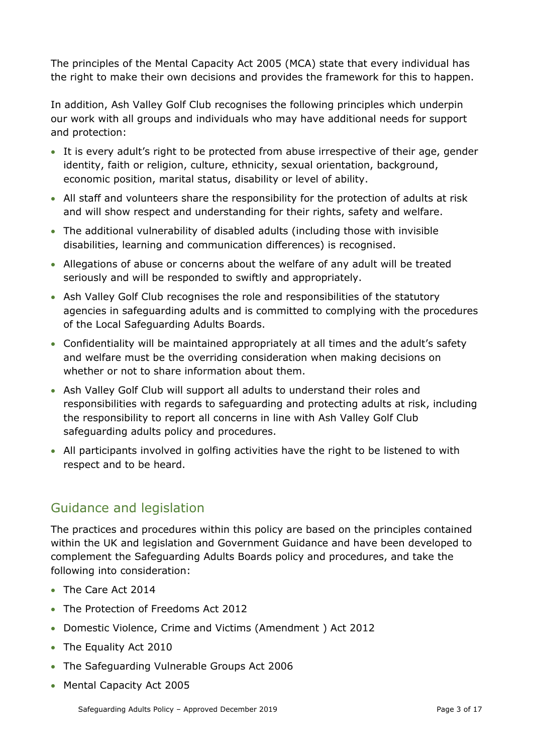The principles of the Mental Capacity Act 2005 (MCA) state that every individual has the right to make their own decisions and provides the framework for this to happen.

In addition, Ash Valley Golf Club recognises the following principles which underpin our work with all groups and individuals who may have additional needs for support and protection:

- It is every adult's right to be protected from abuse irrespective of their age, gender identity, faith or religion, culture, ethnicity, sexual orientation, background, economic position, marital status, disability or level of ability.
- All staff and volunteers share the responsibility for the protection of adults at risk and will show respect and understanding for their rights, safety and welfare.
- The additional vulnerability of disabled adults (including those with invisible disabilities, learning and communication differences) is recognised.
- Allegations of abuse or concerns about the welfare of any adult will be treated seriously and will be responded to swiftly and appropriately.
- Ash Valley Golf Club recognises the role and responsibilities of the statutory agencies in safeguarding adults and is committed to complying with the procedures of the Local Safeguarding Adults Boards.
- Confidentiality will be maintained appropriately at all times and the adult's safety and welfare must be the overriding consideration when making decisions on whether or not to share information about them.
- Ash Valley Golf Club will support all adults to understand their roles and responsibilities with regards to safeguarding and protecting adults at risk, including the responsibility to report all concerns in line with Ash Valley Golf Club safeguarding adults policy and procedures.
- All participants involved in golfing activities have the right to be listened to with respect and to be heard.

## Guidance and legislation

The practices and procedures within this policy are based on the principles contained within the UK and legislation and Government Guidance and have been developed to complement the Safeguarding Adults Boards policy and procedures, and take the following into consideration:

- The Care Act 2014
- The Protection of Freedoms Act 2012
- Domestic Violence, Crime and Victims (Amendment ) Act 2012
- The Equality Act 2010
- The Safeguarding Vulnerable Groups Act 2006
- Mental Capacity Act 2005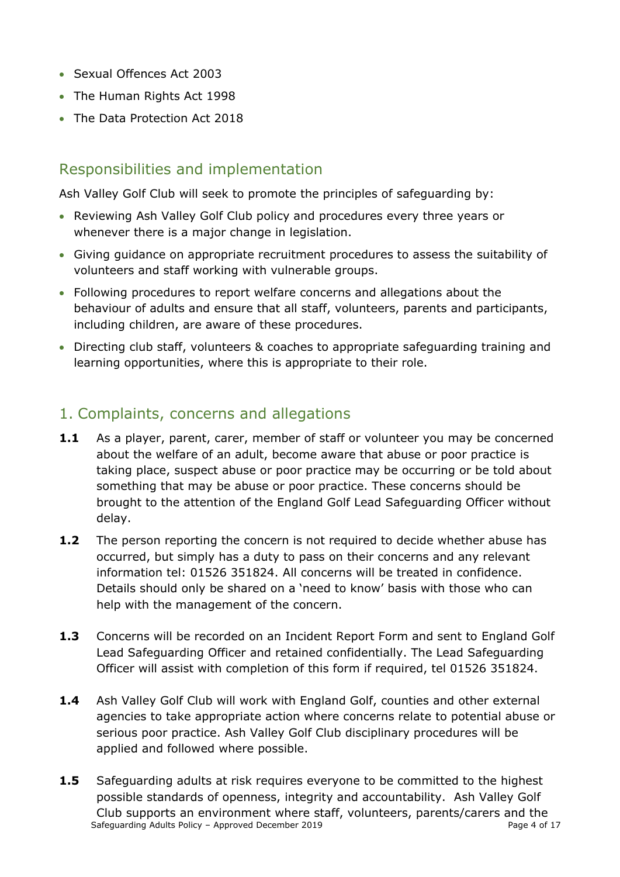- Sexual Offences Act 2003
- The Human Rights Act 1998
- The Data Protection Act 2018

## Responsibilities and implementation

Ash Valley Golf Club will seek to promote the principles of safeguarding by:

- Reviewing Ash Valley Golf Club policy and procedures every three years or whenever there is a major change in legislation.
- Giving guidance on appropriate recruitment procedures to assess the suitability of volunteers and staff working with vulnerable groups.
- Following procedures to report welfare concerns and allegations about the behaviour of adults and ensure that all staff, volunteers, parents and participants, including children, are aware of these procedures.
- Directing club staff, volunteers & coaches to appropriate safeguarding training and learning opportunities, where this is appropriate to their role.

## 1. Complaints, concerns and allegations

**1.1** As a player, parent, carer, member of staff or volunteer you may be concerned about the welfare of an adult, become aware that abuse or poor practice is taking place, suspect abuse or poor practice may be occurring or be told about something that may be abuse or poor practice. These concerns should be brought to the attention of the England Golf Lead Safeguarding Officer without delay.

**1.2** The person reporting the concern is not required to decide whether abuse has occurred, but simply has a duty to pass on their concerns and any relevant information tel: 01526 351824. All concerns will be treated in confidence. Details should only be shared on a 'need to know' basis with those who can help with the management of the concern.

**1.3** Concerns will be recorded on an Incident Report Form and sent to England Golf Lead Safeguarding Officer and retained confidentially. The Lead Safeguarding Officer will assist with completion of this form if required, tel 01526 351824.

**1.4** Ash Valley Golf Club will work with England Golf, counties and other external agencies to take appropriate action where concerns relate to potential abuse or serious poor practice. Ash Valley Golf Club disciplinary procedures will be applied and followed where possible.

**1.5** Safeguarding adults at risk requires everyone to be committed to the highest possible standards of openness, integrity and accountability. Ash Valley Golf Club supports an environment where staff, volunteers, parents/carers and the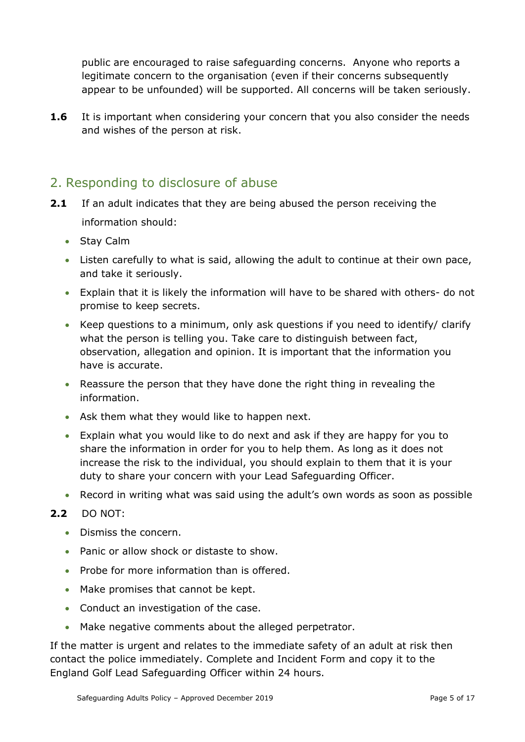public are encouraged to raise safeguarding concerns. Anyone who reports a legitimate concern to the organisation (even if their concerns subsequently appear to be unfounded) will be supported. All concerns will be taken seriously.

**1.6** It is important when considering your concern that you also consider the needs and wishes of the person at risk.

## 2. Responding to disclosure of abuse

**2.1** If an adult indicates that they are being abused the person receiving the information should:

- Stay Calm
- Listen carefully to what is said, allowing the adult to continue at their own pace, and take it seriously.
- Explain that it is likely the information will have to be shared with others- do not promise to keep secrets.
- Keep questions to a minimum, only ask questions if you need to identify/ clarify what the person is telling you. Take care to distinguish between fact, observation, allegation and opinion. It is important that the information you have is accurate.
- Reassure the person that they have done the right thing in revealing the information.
- Ask them what they would like to happen next.
- Explain what you would like to do next and ask if they are happy for you to share the information in order for you to help them. As long as it does not increase the risk to the individual, you should explain to them that it is your duty to share your concern with your Lead Safeguarding Officer.
- Record in writing what was said using the adult's own words as soon as possible

**2.2** DO NOT:

- Dismiss the concern.
- Panic or allow shock or distaste to show.
- Probe for more information than is offered.
- Make promises that cannot be kept.
- Conduct an investigation of the case.
- Make negative comments about the alleged perpetrator.

If the matter is urgent and relates to the immediate safety of an adult at risk then contact the police immediately. Complete and Incident Form and copy it to the England Golf Lead Safeguarding Officer within 24 hours.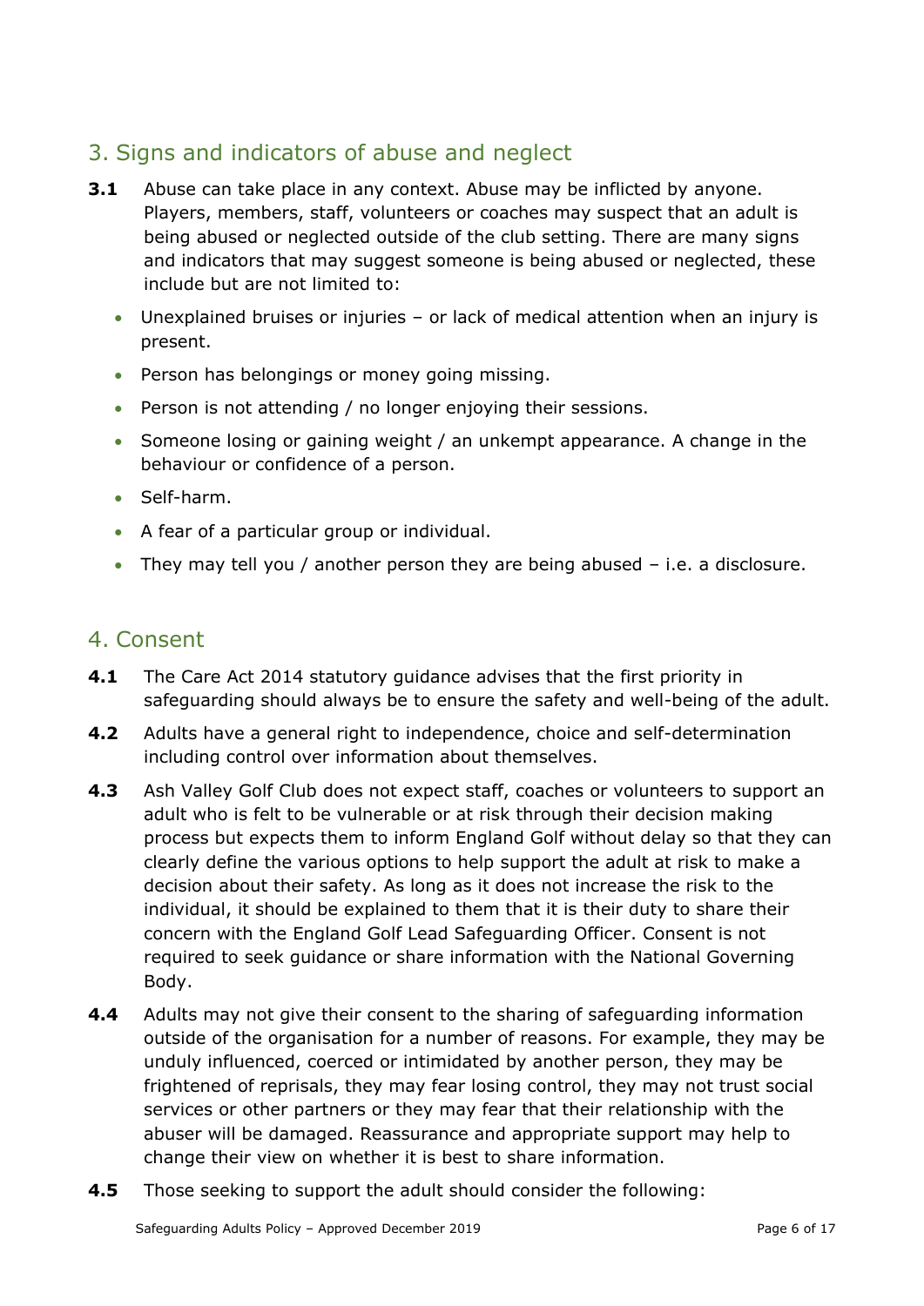## 3. Signs and indicators of abuse and neglect

**3.1** Abuse can take place in any context. Abuse may be inflicted by anyone. Players, members, staff, volunteers or coaches may suspect that an adult is being abused or neglected outside of the club setting. There are many signs and indicators that may suggest someone is being abused or neglected, these include but are not limited to:

- Unexplained bruises or injuries – or lack of medical attention when an injury is present.
- Person has belongings or money going missing.
- Person is not attending / no longer enjoying their sessions.
- Someone losing or gaining weight / an unkempt appearance. A change in the behaviour or confidence of a person.
- Self-harm.
- A fear of a particular group or individual.
- They may tell you / another person they are being abused – i.e. a disclosure.

## 4. Consent

**4.1** The Care Act 2014 statutory guidance advises that the first priority in safeguarding should always be to ensure the safety and well-being of the adult.

**4.2** Adults have a general right to independence, choice and self-determination including control over information about themselves.

**4.3** Ash Valley Golf Club does not expect staff, coaches or volunteers to support an adult who is felt to be vulnerable or at risk through their decision making process but expects them to inform England Golf without delay so that they can clearly define the various options to help support the adult at risk to make a decision about their safety. As long as it does not increase the risk to the individual, it should be explained to them that it is their duty to share their concern with the England Golf Lead Safeguarding Officer. Consent is not required to seek guidance or share information with the National Governing Body.

**4.4** Adults may not give their consent to the sharing of safeguarding information outside of the organisation for a number of reasons. For example, they may be unduly influenced, coerced or intimidated by another person, they may be frightened of reprisals, they may fear losing control, they may not trust social services or other partners or they may fear that their relationship with the abuser will be damaged. Reassurance and appropriate support may help to change their view on whether it is best to share information.

**4.5** Those seeking to support the adult should consider the following: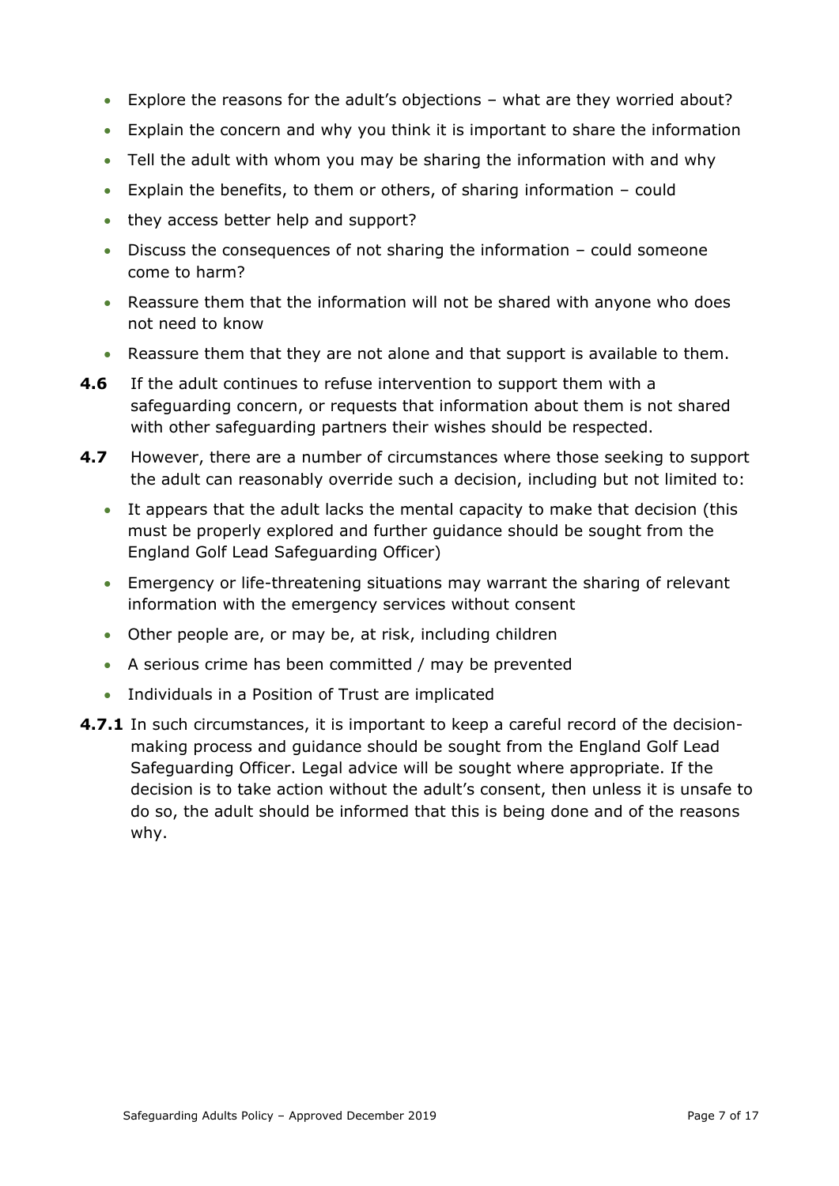- Explore the reasons for the adult's objections – what are they worried about?
- Explain the concern and why you think it is important to share the information
- Tell the adult with whom you may be sharing the information with and why
- Explain the benefits, to them or others, of sharing information – could
- they access better help and support?
- Discuss the consequences of not sharing the information – could someone come to harm?
- Reassure them that the information will not be shared with anyone who does not need to know
- Reassure them that they are not alone and that support is available to them.

**4.6** If the adult continues to refuse intervention to support them with a safeguarding concern, or requests that information about them is not shared with other safeguarding partners their wishes should be respected.

**4.7** However, there are a number of circumstances where those seeking to support the adult can reasonably override such a decision, including but not limited to:

- It appears that the adult lacks the mental capacity to make that decision (this must be properly explored and further guidance should be sought from the England Golf Lead Safeguarding Officer)
- Emergency or life-threatening situations may warrant the sharing of relevant information with the emergency services without consent
- Other people are, or may be, at risk, including children
- A serious crime has been committed / may be prevented
- Individuals in a Position of Trust are implicated

**4.7.1** In such circumstances, it is important to keep a careful record of the decision-making process and guidance should be sought from the England Golf Lead Safeguarding Officer. Legal advice will be sought where appropriate. If the decision is to take action without the adult's consent, then unless it is unsafe to do so, the adult should be informed that this is being done and of the reasons why.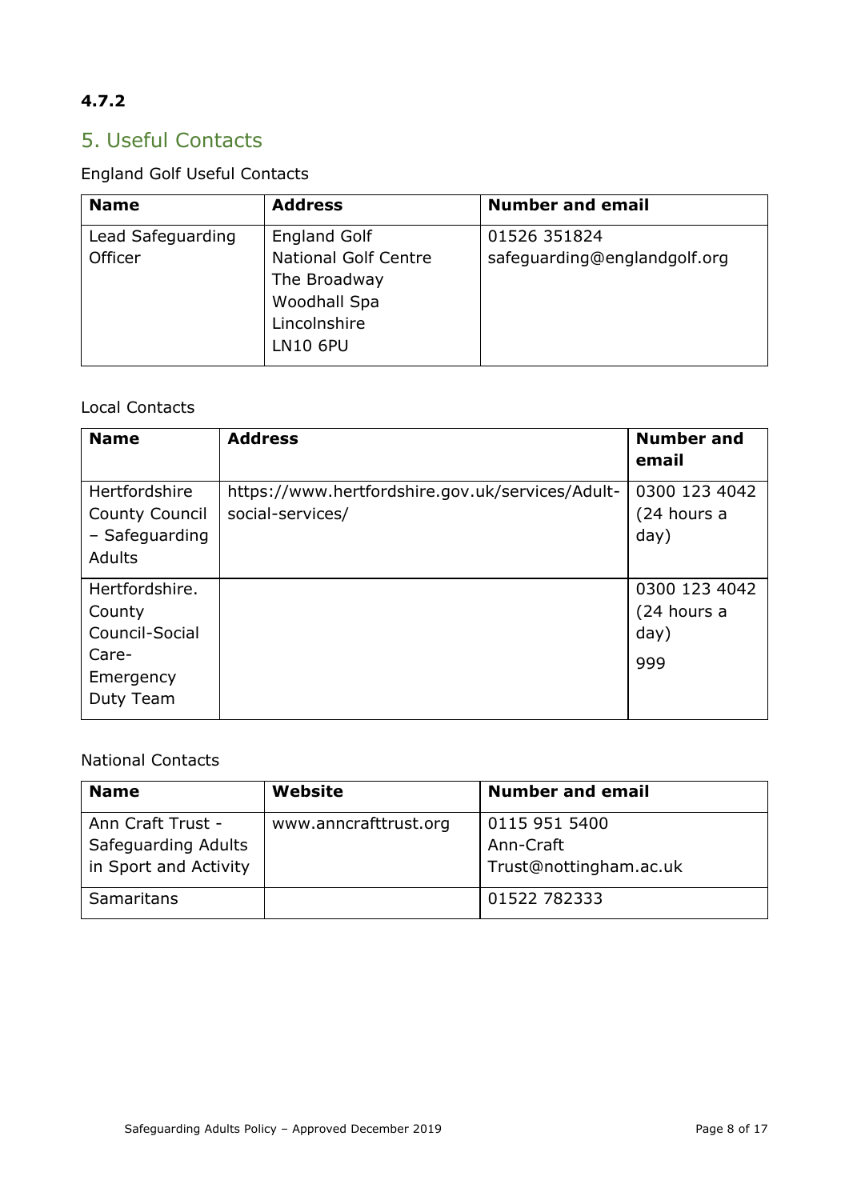**4.7.2**

## 5. Useful Contacts

England Golf Useful Contacts

| Name | Address | Number and email |
|---|---|---|
| Lead Safeguarding Officer | England Golf<br>National Golf Centre<br>The Broadway<br>Woodhall Spa<br>Lincolnshire<br>LN10 6PU | 01526 351824<br>safeguarding@englandgolf.org |

Local Contacts

| Name | Address | Number and email |
|---|---|---|
| Hertfordshire County Council – Safeguarding Adults | https://www.hertfordshire.gov.uk/services/Adult-social-services/ | 0300 123 4042 (24 hours a day) |
| Hertfordshire. County Council-Social Care-Emergency Duty Team | | 0300 123 4042 (24 hours a day)<br>999 |

National Contacts

| Name | Website | Number and email |
|---|---|---|
| Ann Craft Trust - Safeguarding Adults in Sport and Activity | www.anncrafttrust.org | 0115 951 5400<br>Ann-Craft Trust@nottingham.ac.uk |
| Samaritans | | 01522 782333 |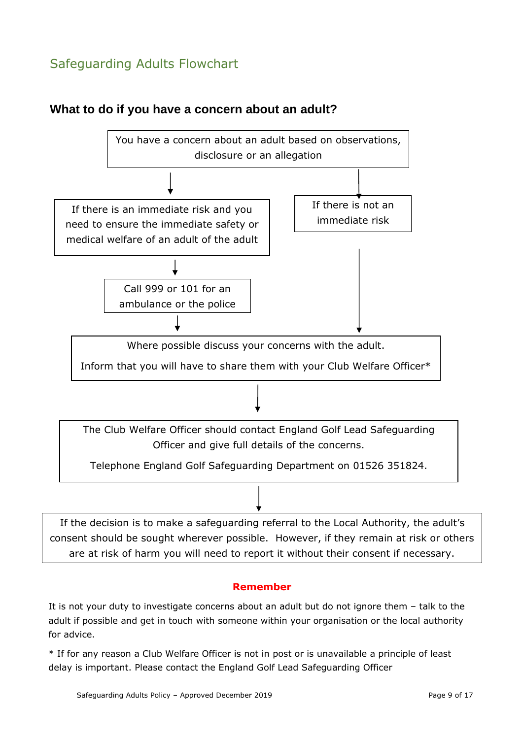## Safeguarding Adults Flowchart

### What to do if you have a concern about an adult?

You have a concern about an adult based on observations, disclosure or an allegation

If there is an immediate risk and you need to ensure the immediate safety or medical welfare of an adult of the adult

Call 999 or 101 for an ambulance or the police

If there is not an immediate risk

Where possible discuss your concerns with the adult.

Inform that you will have to share them with your Club Welfare Officer*

The Club Welfare Officer should contact England Golf Lead Safeguarding Officer and give full details of the concerns.

Telephone England Golf Safeguarding Department on 01526 351824.

If the decision is to make a safeguarding referral to the Local Authority, the adult's consent should be sought wherever possible. However, if they remain at risk or others are at risk of harm you will need to report it without their consent if necessary.

**Remember**

It is not your duty to investigate concerns about an adult but do not ignore them – talk to the adult if possible and get in touch with someone within your organisation or the local authority for advice.

* If for any reason a Club Welfare Officer is not in post or is unavailable a principle of least delay is important. Please contact the England Golf Lead Safeguarding Officer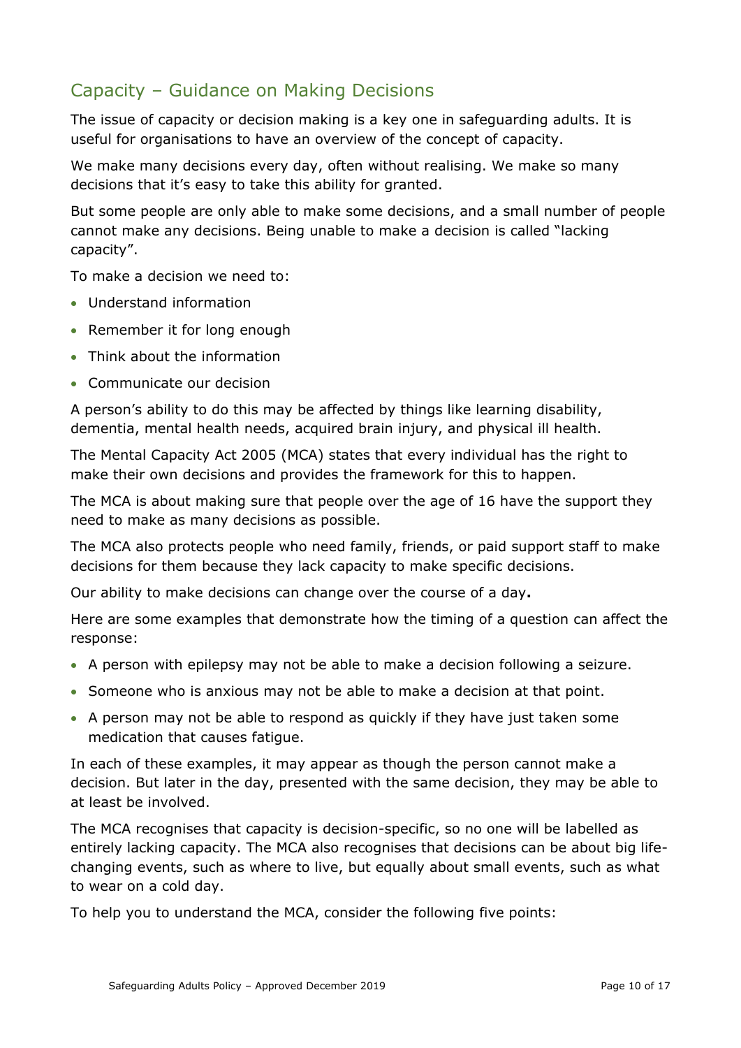## Capacity – Guidance on Making Decisions

The issue of capacity or decision making is a key one in safeguarding adults. It is useful for organisations to have an overview of the concept of capacity.

We make many decisions every day, often without realising. We make so many decisions that it's easy to take this ability for granted.

But some people are only able to make some decisions, and a small number of people cannot make any decisions. Being unable to make a decision is called "lacking capacity".

To make a decision we need to:

- Understand information
- Remember it for long enough
- Think about the information
- Communicate our decision

A person's ability to do this may be affected by things like learning disability, dementia, mental health needs, acquired brain injury, and physical ill health.

The Mental Capacity Act 2005 (MCA) states that every individual has the right to make their own decisions and provides the framework for this to happen.

The MCA is about making sure that people over the age of 16 have the support they need to make as many decisions as possible.

The MCA also protects people who need family, friends, or paid support staff to make decisions for them because they lack capacity to make specific decisions.

Our ability to make decisions can change over the course of a day**.**

Here are some examples that demonstrate how the timing of a question can affect the response:

- A person with epilepsy may not be able to make a decision following a seizure.
- Someone who is anxious may not be able to make a decision at that point.
- A person may not be able to respond as quickly if they have just taken some medication that causes fatigue.

In each of these examples, it may appear as though the person cannot make a decision. But later in the day, presented with the same decision, they may be able to at least be involved.

The MCA recognises that capacity is decision-specific, so no one will be labelled as entirely lacking capacity. The MCA also recognises that decisions can be about big life-changing events, such as where to live, but equally about small events, such as what to wear on a cold day.

To help you to understand the MCA, consider the following five points: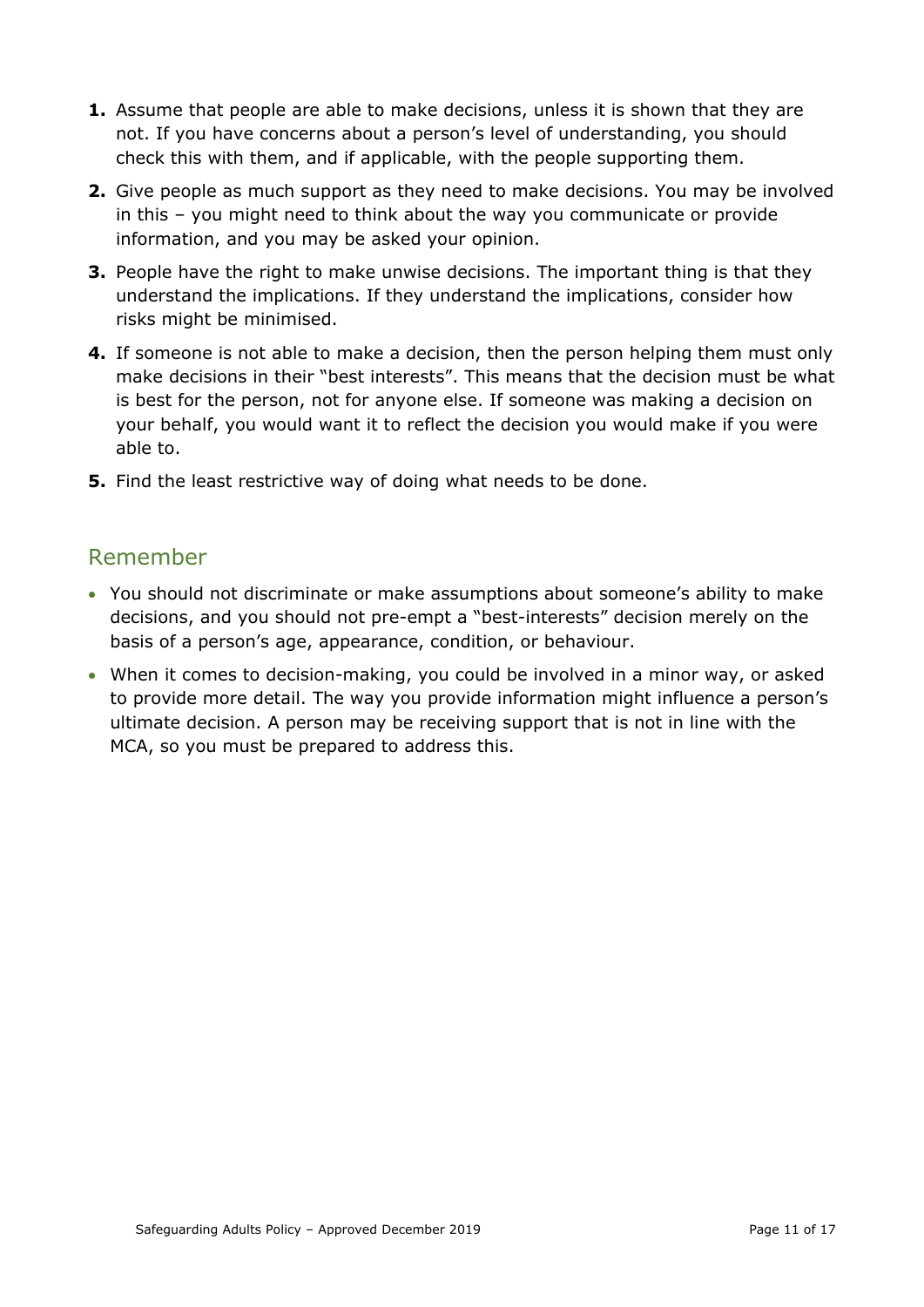1. Assume that people are able to make decisions, unless it is shown that they are not. If you have concerns about a person's level of understanding, you should check this with them, and if applicable, with the people supporting them.
2. Give people as much support as they need to make decisions. You may be involved in this – you might need to think about the way you communicate or provide information, and you may be asked your opinion.
3. People have the right to make unwise decisions. The important thing is that they understand the implications. If they understand the implications, consider how risks might be minimised.
4. If someone is not able to make a decision, then the person helping them must only make decisions in their "best interests". This means that the decision must be what is best for the person, not for anyone else. If someone was making a decision on your behalf, you would want it to reflect the decision you would make if you were able to.
5. Find the least restrictive way of doing what needs to be done.

## Remember

- You should not discriminate or make assumptions about someone's ability to make decisions, and you should not pre-empt a "best-interests" decision merely on the basis of a person's age, appearance, condition, or behaviour.
- When it comes to decision-making, you could be involved in a minor way, or asked to provide more detail. The way you provide information might influence a person's ultimate decision. A person may be receiving support that is not in line with the MCA, so you must be prepared to address this.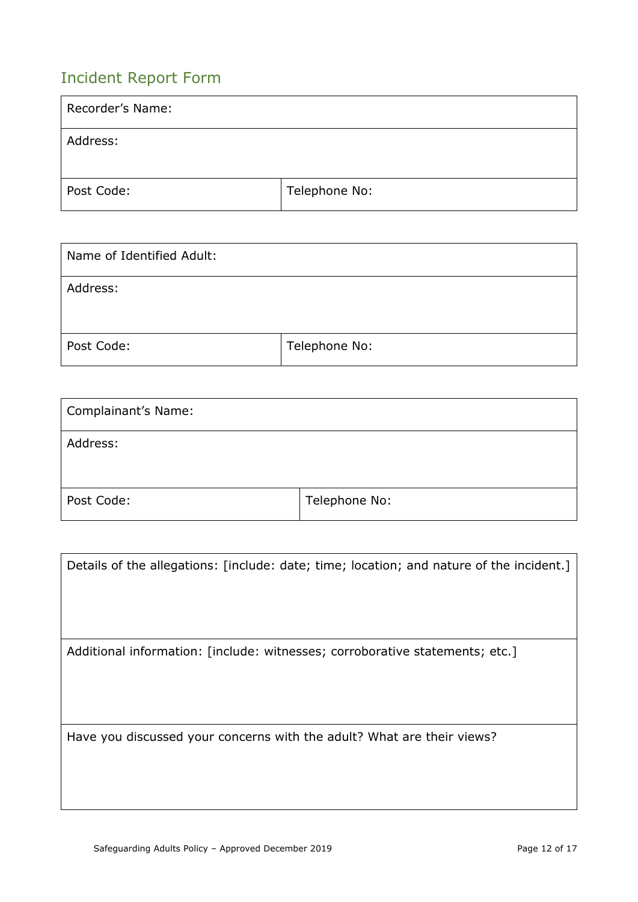## Incident Report Form

| Recorder's Name: | |
|---|---|
| Address: | |
| Post Code: | Telephone No: |

| Name of Identified Adult: | |
|---|---|
| Address: | |
| Post Code: | Telephone No: |

| Complainant's Name: | |
|---|---|
| Address: | |
| Post Code: | Telephone No: |

| Details of the allegations: [include: date; time; location; and nature of the incident.] |
|---|
| Additional information: [include: witnesses; corroborative statements; etc.] |
| Have you discussed your concerns with the adult? What are their views? |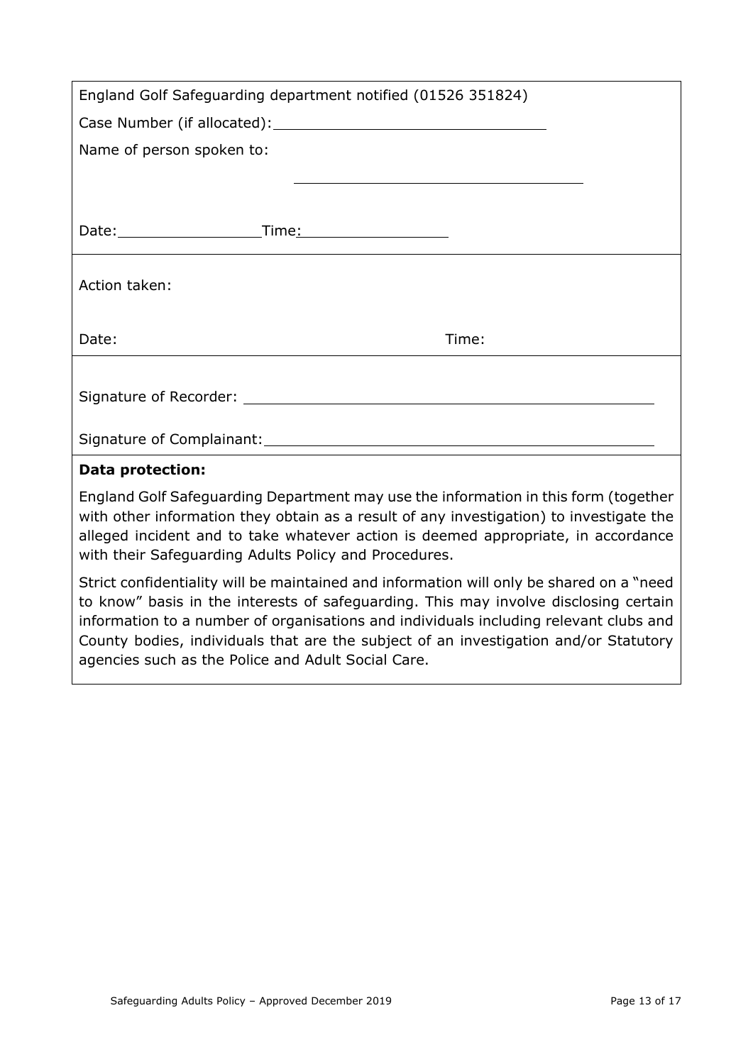England Golf Safeguarding department notified (01526 351824)

Case Number (if allocated): ______________________________

Name of person spoken to:

______________________________

Date: ________________ Time: ________________

Action taken:

Date: Time:

Signature of Recorder: ______________________________

Signature of Complainant: ______________________________

**Data protection:**

England Golf Safeguarding Department may use the information in this form (together with other information they obtain as a result of any investigation) to investigate the alleged incident and to take whatever action is deemed appropriate, in accordance with their Safeguarding Adults Policy and Procedures.

Strict confidentiality will be maintained and information will only be shared on a "need to know" basis in the interests of safeguarding. This may involve disclosing certain information to a number of organisations and individuals including relevant clubs and County bodies, individuals that are the subject of an investigation and/or Statutory agencies such as the Police and Adult Social Care.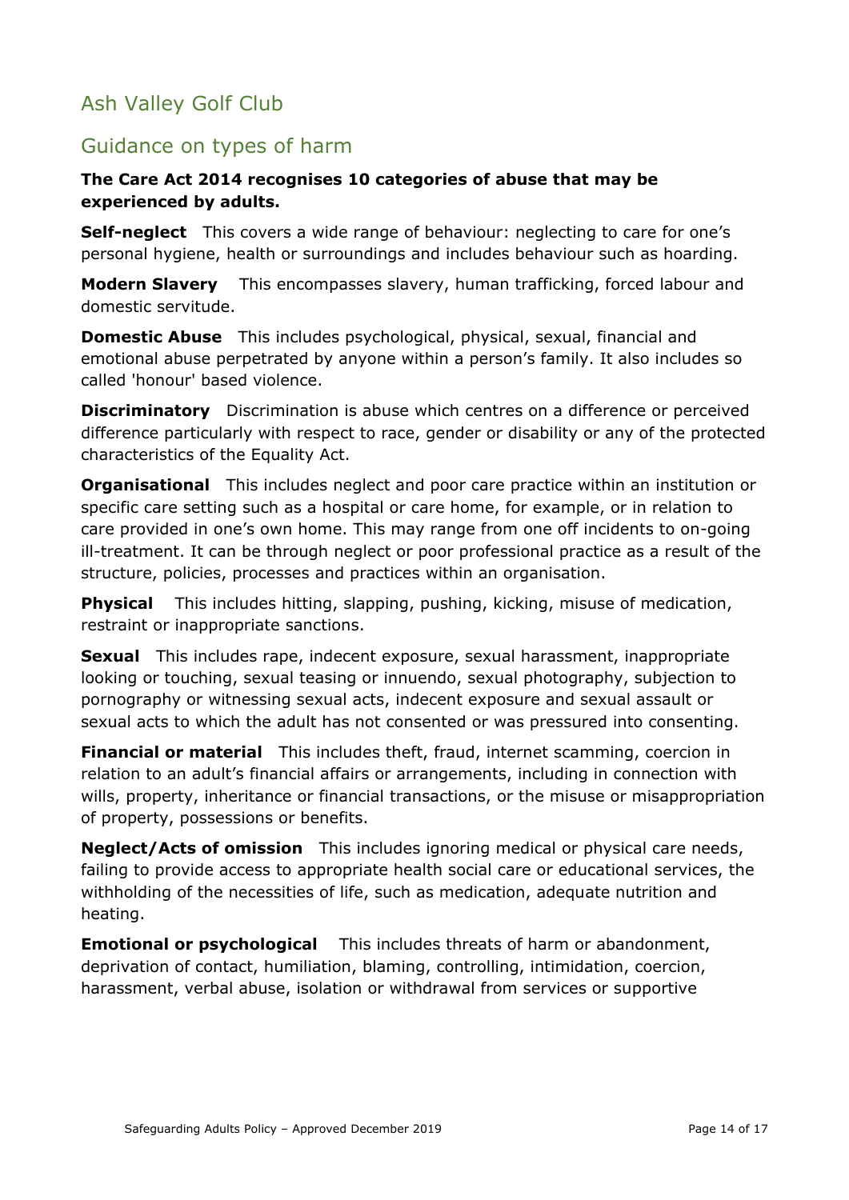## Ash Valley Golf Club

## Guidance on types of harm

**The Care Act 2014 recognises 10 categories of abuse that may be experienced by adults.**

**Self-neglect** This covers a wide range of behaviour: neglecting to care for one's personal hygiene, health or surroundings and includes behaviour such as hoarding.

**Modern Slavery** This encompasses slavery, human trafficking, forced labour and domestic servitude.

**Domestic Abuse** This includes psychological, physical, sexual, financial and emotional abuse perpetrated by anyone within a person's family. It also includes so called 'honour' based violence.

**Discriminatory** Discrimination is abuse which centres on a difference or perceived difference particularly with respect to race, gender or disability or any of the protected characteristics of the Equality Act.

**Organisational** This includes neglect and poor care practice within an institution or specific care setting such as a hospital or care home, for example, or in relation to care provided in one's own home. This may range from one off incidents to on-going ill-treatment. It can be through neglect or poor professional practice as a result of the structure, policies, processes and practices within an organisation.

**Physical** This includes hitting, slapping, pushing, kicking, misuse of medication, restraint or inappropriate sanctions.

**Sexual** This includes rape, indecent exposure, sexual harassment, inappropriate looking or touching, sexual teasing or innuendo, sexual photography, subjection to pornography or witnessing sexual acts, indecent exposure and sexual assault or sexual acts to which the adult has not consented or was pressured into consenting.

**Financial or material** This includes theft, fraud, internet scamming, coercion in relation to an adult's financial affairs or arrangements, including in connection with wills, property, inheritance or financial transactions, or the misuse or misappropriation of property, possessions or benefits.

**Neglect/Acts of omission** This includes ignoring medical or physical care needs, failing to provide access to appropriate health social care or educational services, the withholding of the necessities of life, such as medication, adequate nutrition and heating.

**Emotional or psychological** This includes threats of harm or abandonment, deprivation of contact, humiliation, blaming, controlling, intimidation, coercion, harassment, verbal abuse, isolation or withdrawal from services or supportive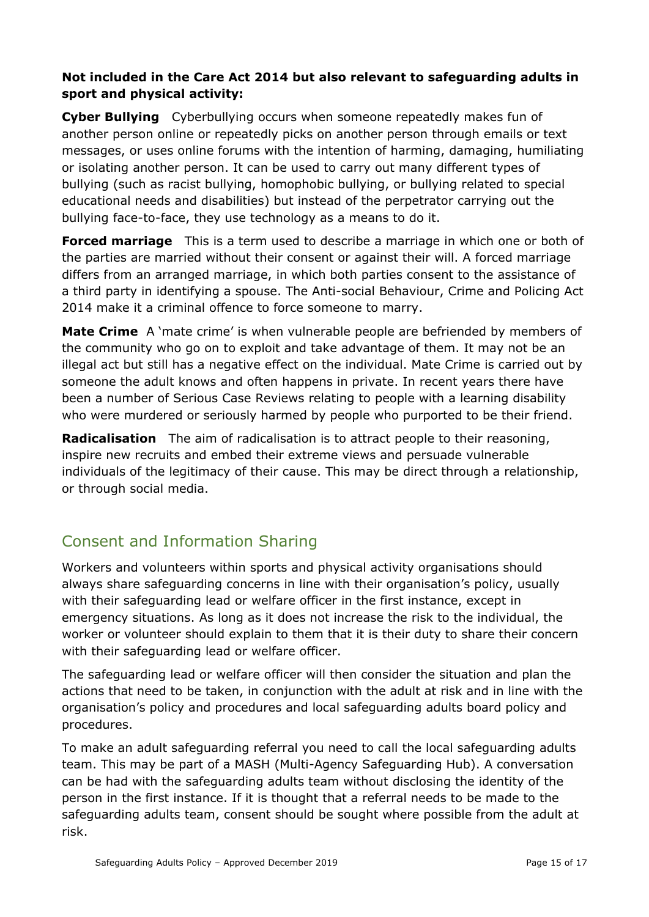**Not included in the Care Act 2014 but also relevant to safeguarding adults in sport and physical activity:**

**Cyber Bullying** Cyberbullying occurs when someone repeatedly makes fun of another person online or repeatedly picks on another person through emails or text messages, or uses online forums with the intention of harming, damaging, humiliating or isolating another person. It can be used to carry out many different types of bullying (such as racist bullying, homophobic bullying, or bullying related to special educational needs and disabilities) but instead of the perpetrator carrying out the bullying face-to-face, they use technology as a means to do it.

**Forced marriage** This is a term used to describe a marriage in which one or both of the parties are married without their consent or against their will. A forced marriage differs from an arranged marriage, in which both parties consent to the assistance of a third party in identifying a spouse. The Anti-social Behaviour, Crime and Policing Act 2014 make it a criminal offence to force someone to marry.

**Mate Crime** A 'mate crime' is when vulnerable people are befriended by members of the community who go on to exploit and take advantage of them. It may not be an illegal act but still has a negative effect on the individual. Mate Crime is carried out by someone the adult knows and often happens in private. In recent years there have been a number of Serious Case Reviews relating to people with a learning disability who were murdered or seriously harmed by people who purported to be their friend.

**Radicalisation** The aim of radicalisation is to attract people to their reasoning, inspire new recruits and embed their extreme views and persuade vulnerable individuals of the legitimacy of their cause. This may be direct through a relationship, or through social media.

## Consent and Information Sharing

Workers and volunteers within sports and physical activity organisations should always share safeguarding concerns in line with their organisation's policy, usually with their safeguarding lead or welfare officer in the first instance, except in emergency situations. As long as it does not increase the risk to the individual, the worker or volunteer should explain to them that it is their duty to share their concern with their safeguarding lead or welfare officer.

The safeguarding lead or welfare officer will then consider the situation and plan the actions that need to be taken, in conjunction with the adult at risk and in line with the organisation's policy and procedures and local safeguarding adults board policy and procedures.

To make an adult safeguarding referral you need to call the local safeguarding adults team. This may be part of a MASH (Multi-Agency Safeguarding Hub). A conversation can be had with the safeguarding adults team without disclosing the identity of the person in the first instance. If it is thought that a referral needs to be made to the safeguarding adults team, consent should be sought where possible from the adult at risk.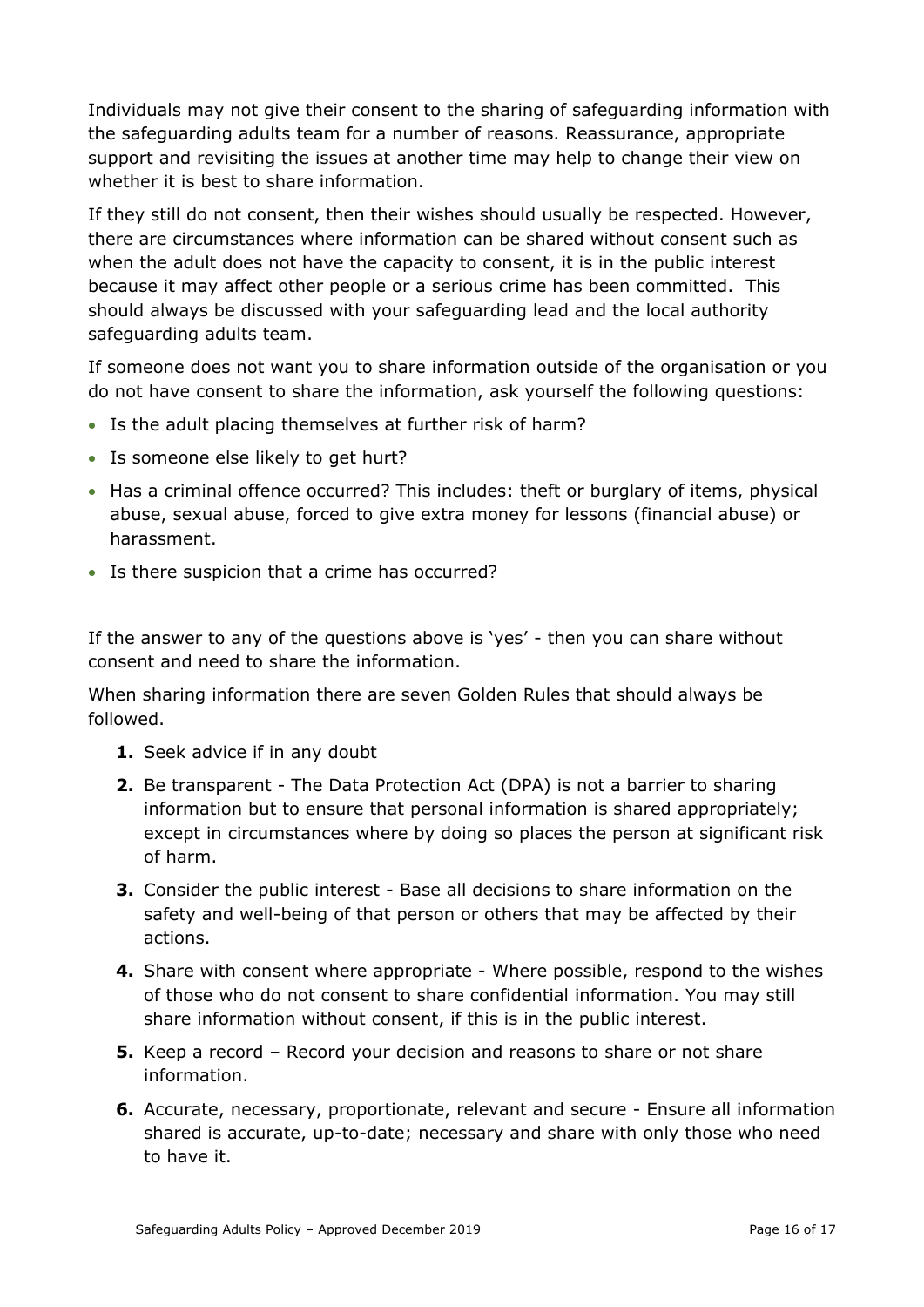Individuals may not give their consent to the sharing of safeguarding information with the safeguarding adults team for a number of reasons. Reassurance, appropriate support and revisiting the issues at another time may help to change their view on whether it is best to share information.

If they still do not consent, then their wishes should usually be respected. However, there are circumstances where information can be shared without consent such as when the adult does not have the capacity to consent, it is in the public interest because it may affect other people or a serious crime has been committed. This should always be discussed with your safeguarding lead and the local authority safeguarding adults team.

If someone does not want you to share information outside of the organisation or you do not have consent to share the information, ask yourself the following questions:

- Is the adult placing themselves at further risk of harm?
- Is someone else likely to get hurt?
- Has a criminal offence occurred? This includes: theft or burglary of items, physical abuse, sexual abuse, forced to give extra money for lessons (financial abuse) or harassment.
- Is there suspicion that a crime has occurred?

If the answer to any of the questions above is 'yes' - then you can share without consent and need to share the information.

When sharing information there are seven Golden Rules that should always be followed.

1. Seek advice if in any doubt
2. Be transparent - The Data Protection Act (DPA) is not a barrier to sharing information but to ensure that personal information is shared appropriately; except in circumstances where by doing so places the person at significant risk of harm.
3. Consider the public interest - Base all decisions to share information on the safety and well-being of that person or others that may be affected by their actions.
4. Share with consent where appropriate - Where possible, respond to the wishes of those who do not consent to share confidential information. You may still share information without consent, if this is in the public interest.
5. Keep a record – Record your decision and reasons to share or not share information.
6. Accurate, necessary, proportionate, relevant and secure - Ensure all information shared is accurate, up-to-date; necessary and share with only those who need to have it.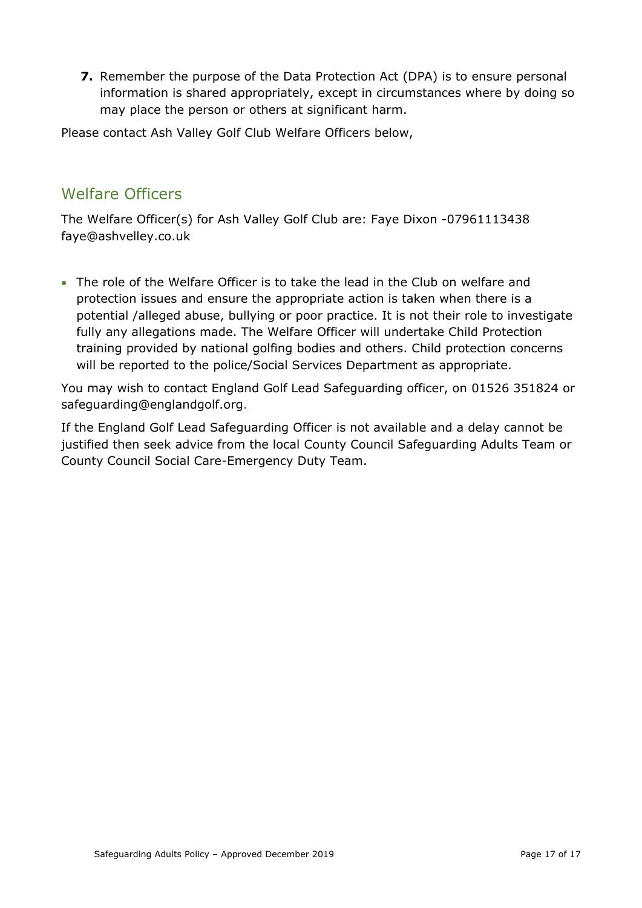7. Remember the purpose of the Data Protection Act (DPA) is to ensure personal information is shared appropriately, except in circumstances where by doing so may place the person or others at significant harm.

Please contact Ash Valley Golf Club Welfare Officers below,

## Welfare Officers

The Welfare Officer(s) for Ash Valley Golf Club are: Faye Dixon -07961113438 faye@ashvelley.co.uk

- The role of the Welfare Officer is to take the lead in the Club on welfare and protection issues and ensure the appropriate action is taken when there is a potential /alleged abuse, bullying or poor practice. It is not their role to investigate fully any allegations made. The Welfare Officer will undertake Child Protection training provided by national golfing bodies and others. Child protection concerns will be reported to the police/Social Services Department as appropriate.

You may wish to contact England Golf Lead Safeguarding officer, on 01526 351824 or safeguarding@englandgolf.org.

If the England Golf Lead Safeguarding Officer is not available and a delay cannot be justified then seek advice from the local County Council Safeguarding Adults Team or County Council Social Care-Emergency Duty Team.